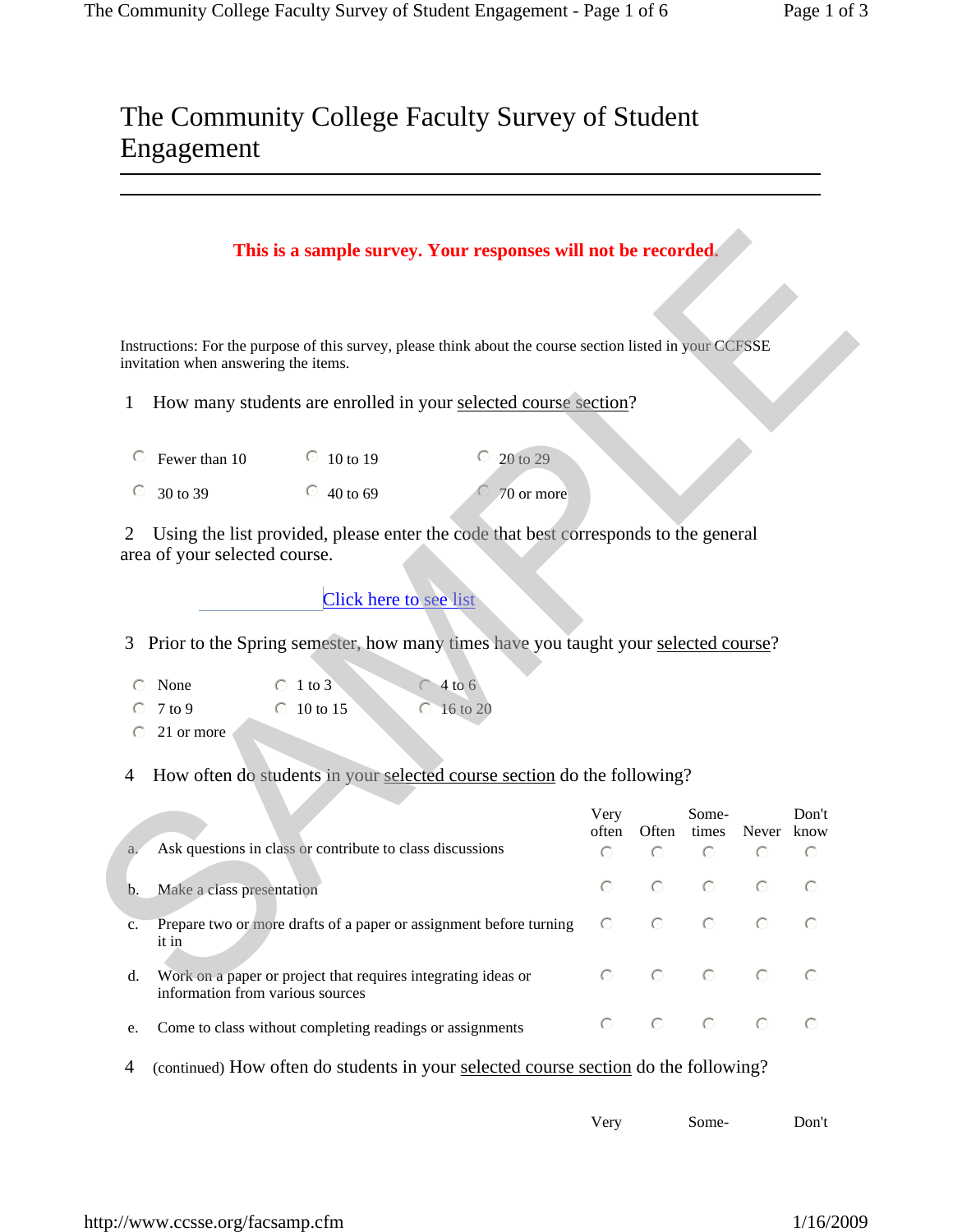# The Community College Faculty Survey of Student Engagement

**This is a sample survey. Your responses will not be recorded.**

Instructions: For the purpose of this survey, please think about the course section listed in your CCFSSE invitation when answering the items.

1 How many students are enrolled in your selected course section?

| | | |
|---|---|---|
| ○ Fewer than 10 | ○ 10 to 19 | ○ 20 to 29 |
| ○ 30 to 39 | ○ 40 to 69 | ○ 70 or more |

2 Using the list provided, please enter the code that best corresponds to the general area of your selected course.

Click here to see list

3 Prior to the Spring semester, how many times have you taught your selected course?

| | | |
|---|---|---|
| ○ None | ○ 1 to 3 | ○ 4 to 6 |
| ○ 7 to 9 | ○ 10 to 15 | ○ 16 to 20 |
| ○ 21 or more | | |

4 How often do students in your selected course section do the following?

| | | Very often | Often | Sometimes | Never | Don't know |
|---|---|---|---|---|---|---|
| a. | Ask questions in class or contribute to class discussions | ○ | ○ | ○ | ○ | ○ |
| b. | Make a class presentation | ○ | ○ | ○ | ○ | ○ |
| c. | Prepare two or more drafts of a paper or assignment before turning it in | ○ | ○ | ○ | ○ | ○ |
| d. | Work on a paper or project that requires integrating ideas or information from various sources | ○ | ○ | ○ | ○ | ○ |
| e. | Come to class without completing readings or assignments | ○ | ○ | ○ | ○ | ○ |

4 (continued) How often do students in your selected course section do the following?

Very Some- Don't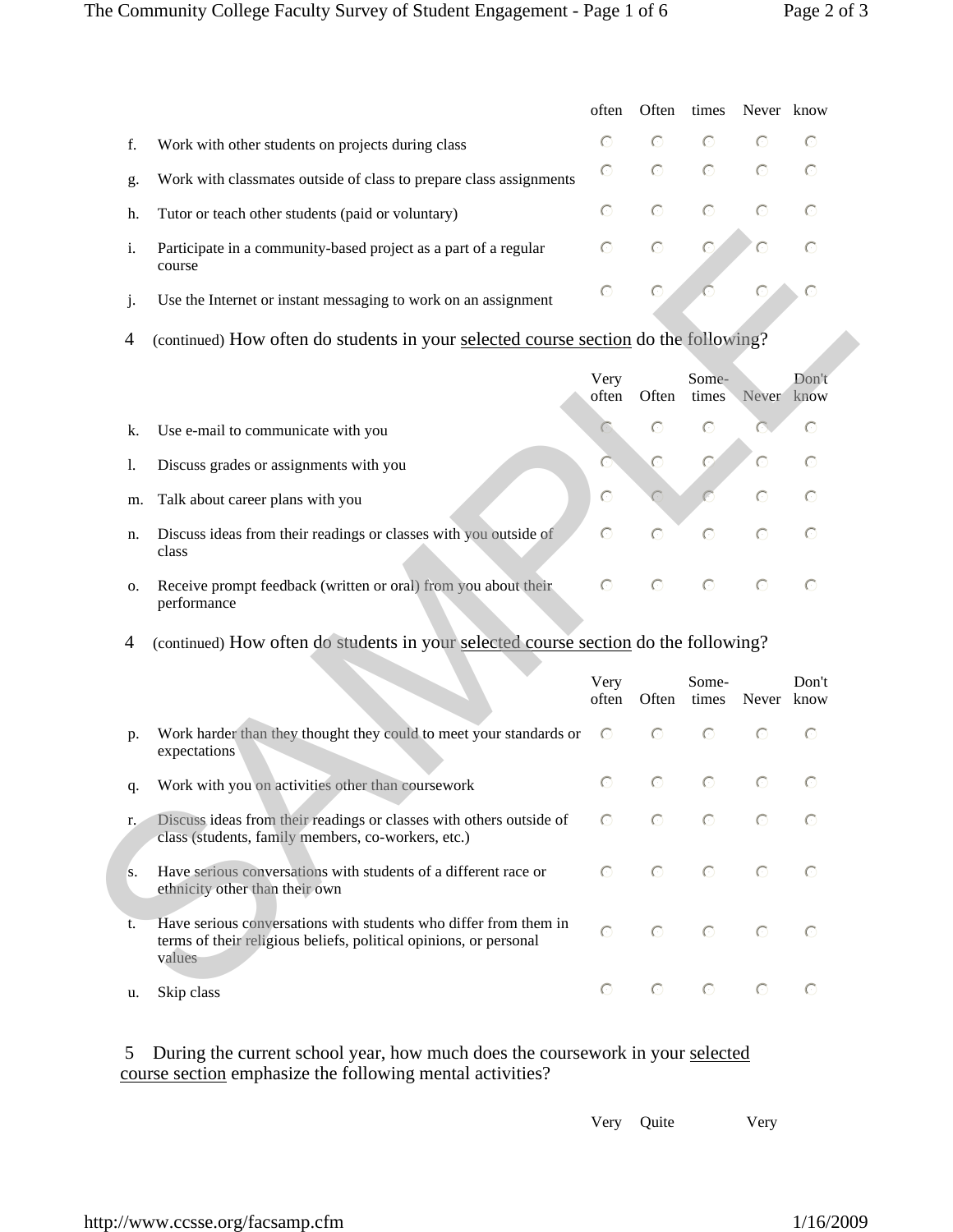| | Very often | Often | Some-times | Never | Don't know |
|---|---|---|---|---|---|
| f. Work with other students on projects during class | ○ | ○ | ○ | ○ | ○ |
| g. Work with classmates outside of class to prepare class assignments | ○ | ○ | ○ | ○ | ○ |
| h. Tutor or teach other students (paid or voluntary) | ○ | ○ | ○ | ○ | ○ |
| i. Participate in a community-based project as a part of a regular course | ○ | ○ | ○ | ○ | ○ |
| j. Use the Internet or instant messaging to work on an assignment | ○ | ○ | ○ | ○ | ○ |

4 (continued) How often do students in your selected course section do the following?

| | Very often | Often | Some-times | Never | Don't know |
|---|---|---|---|---|---|
| k. Use e-mail to communicate with you | ○ | ○ | ○ | ○ | ○ |
| l. Discuss grades or assignments with you | ○ | ○ | ○ | ○ | ○ |
| m. Talk about career plans with you | ○ | ○ | ○ | ○ | ○ |
| n. Discuss ideas from their readings or classes with you outside of class | ○ | ○ | ○ | ○ | ○ |
| o. Receive prompt feedback (written or oral) from you about their performance | ○ | ○ | ○ | ○ | ○ |

4 (continued) How often do students in your selected course section do the following?

| | Very often | Often | Some-times | Never | Don't know |
|---|---|---|---|---|---|
| p. Work harder than they thought they could to meet your standards or expectations | ○ | ○ | ○ | ○ | ○ |
| q. Work with you on activities other than coursework | ○ | ○ | ○ | ○ | ○ |
| r. Discuss ideas from their readings or classes with others outside of class (students, family members, co-workers, etc.) | ○ | ○ | ○ | ○ | ○ |
| s. Have serious conversations with students of a different race or ethnicity other than their own | ○ | ○ | ○ | ○ | ○ |
| t. Have serious conversations with students who differ from them in terms of their religious beliefs, political opinions, or personal values | ○ | ○ | ○ | ○ | ○ |
| u. Skip class | ○ | ○ | ○ | ○ | ○ |

5 During the current school year, how much does the coursework in your selected course section emphasize the following mental activities?

Very Quite Very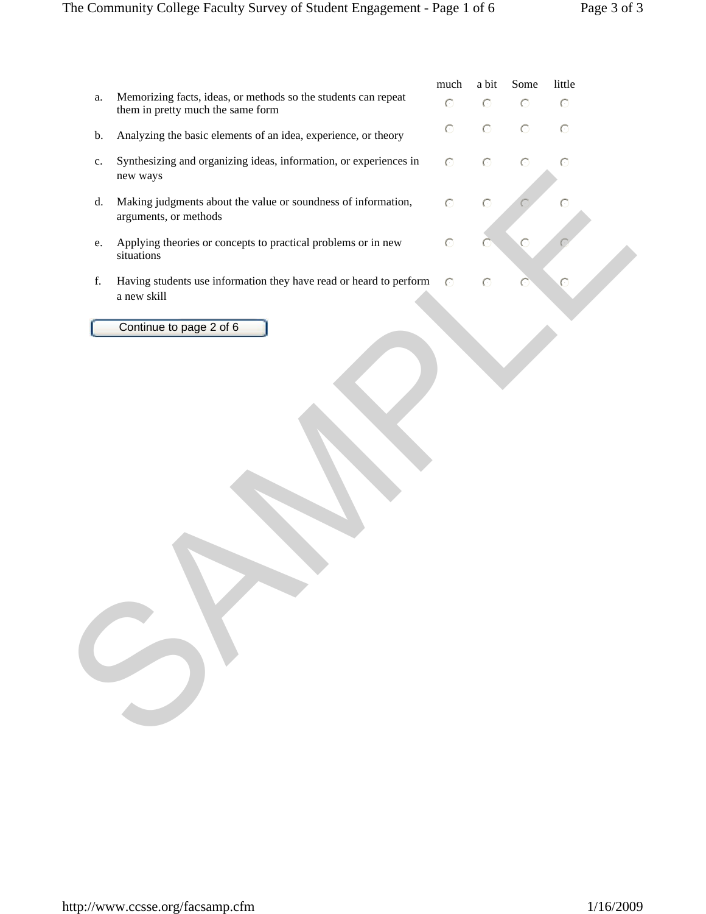|    |    | much | a bit | Some | little |
|---|---|---|---|---|---|
| a. | Memorizing facts, ideas, or methods so the students can repeat them in pretty much the same form | ◯ | ◯ | ◯ | ◯ |
| b. | Analyzing the basic elements of an idea, experience, or theory | ◯ | ◯ | ◯ | ◯ |
| c. | Synthesizing and organizing ideas, information, or experiences in new ways | ◯ | ◯ | ◯ | ◯ |
| d. | Making judgments about the value or soundness of information, arguments, or methods | ◯ | ◯ | ◯ | ◯ |
| e. | Applying theories or concepts to practical problems or in new situations | ◯ | ◯ | ◯ | ◯ |
| f. | Having students use information they have read or heard to perform a new skill | ◯ | ◯ | ◯ | ◯ |

Continue to page 2 of 6

SAMPLE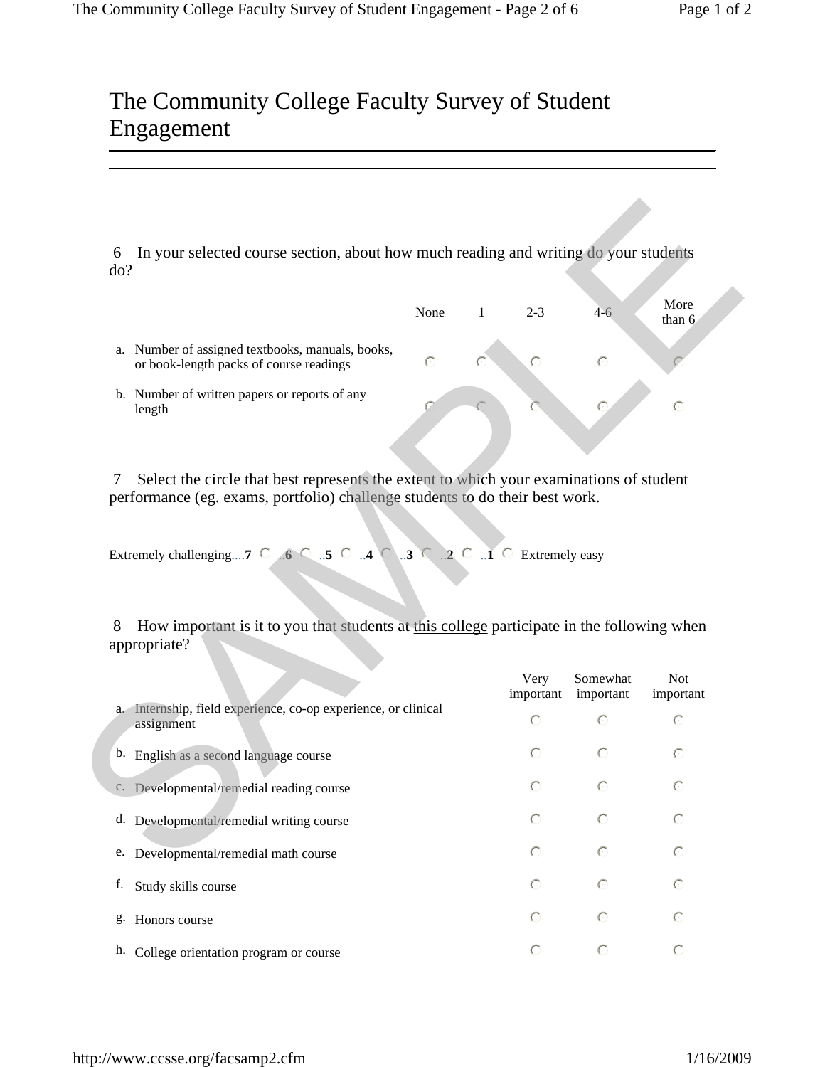# The Community College Faculty Survey of Student Engagement

6 In your selected course section, about how much reading and writing do your students do?

| | None | 1 | 2-3 | 4-6 | More than 6 |
|---|---|---|---|---|---|
| a. Number of assigned textbooks, manuals, books, or book-length packs of course readings | ○ | ○ | ○ | ○ | ○ |
| b. Number of written papers or reports of any length | ○ | ○ | ○ | ○ | ○ |

7 Select the circle that best represents the extent to which your examinations of student performance (eg. exams, portfolio) challenge students to do their best work.

Extremely challenging....**7** ○ ..**6** ○ ..**5** ○ ..**4** ○ ..**3** ○ ..**2** ○ ..**1** ○ Extremely easy

8 How important is it to you that students at this college participate in the following when appropriate?

| | Very important | Somewhat important | Not important |
|---|---|---|---|
| a. Internship, field experience, co-op experience, or clinical assignment | ○ | ○ | ○ |
| b. English as a second language course | ○ | ○ | ○ |
| c. Developmental/remedial reading course | ○ | ○ | ○ |
| d. Developmental/remedial writing course | ○ | ○ | ○ |
| e. Developmental/remedial math course | ○ | ○ | ○ |
| f. Study skills course | ○ | ○ | ○ |
| g. Honors course | ○ | ○ | ○ |
| h. College orientation program or course | ○ | ○ | ○ |

SAMPLE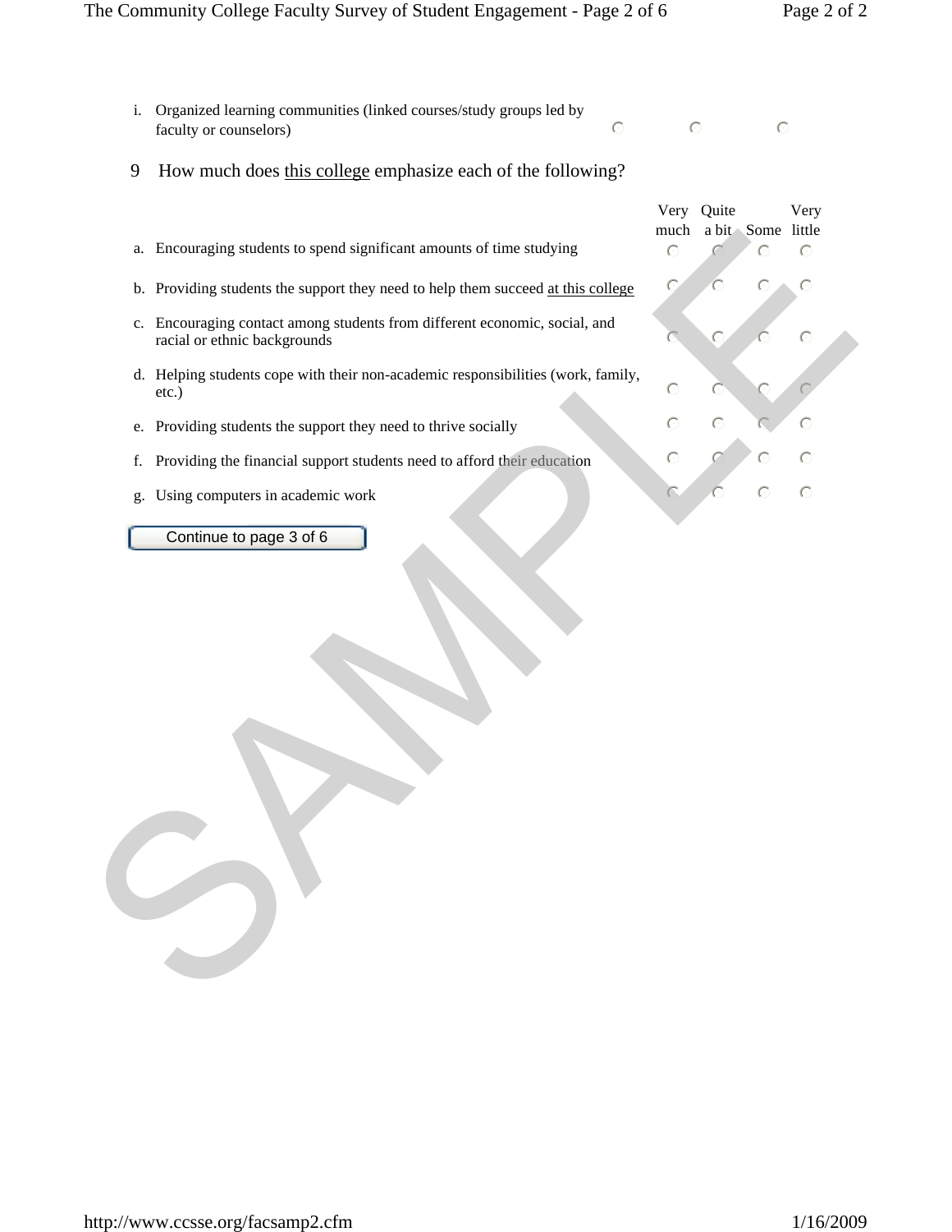i. Organized learning communities (linked courses/study groups led by faculty or counselors) ○ ○ ○

9 How much does this college emphasize each of the following?

| | Very much | Quite a bit | Some | Very little |
|---|---|---|---|---|
| a. Encouraging students to spend significant amounts of time studying | ○ | ○ | ○ | ○ |
| b. Providing students the support they need to help them succeed at this college | ○ | ○ | ○ | ○ |
| c. Encouraging contact among students from different economic, social, and racial or ethnic backgrounds | ○ | ○ | ○ | ○ |
| d. Helping students cope with their non-academic responsibilities (work, family, etc.) | ○ | ○ | ○ | ○ |
| e. Providing students the support they need to thrive socially | ○ | ○ | ○ | ○ |
| f. Providing the financial support students need to afford their education | ○ | ○ | ○ | ○ |
| g. Using computers in academic work | ○ | ○ | ○ | ○ |

Continue to page 3 of 6

SAMPLE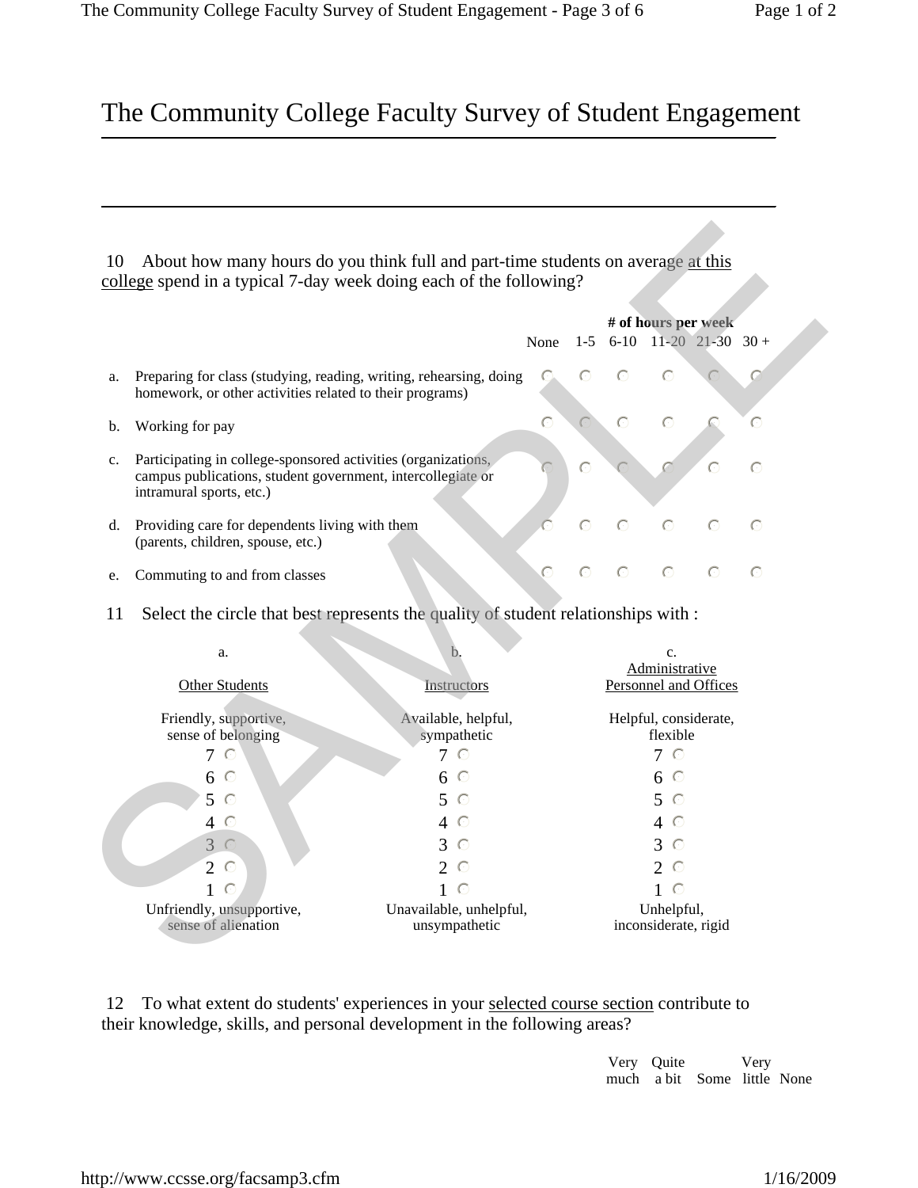# The Community College Faculty Survey of Student Engagement

10 About how many hours do you think full and part-time students on average at this college spend in a typical 7-day week doing each of the following?

| | | None | 1-5 | 6-10 | 11-20 | 21-30 | 30 + |
|---|---|---|---|---|---|---|---|
| | | | **# of hours per week** | | | | |
| a. | Preparing for class (studying, reading, writing, rehearsing, doing homework, or other activities related to their programs) | ○ | ○ | ○ | ○ | ○ | ○ |
| b. | Working for pay | ○ | ○ | ○ | ○ | ○ | ○ |
| c. | Participating in college-sponsored activities (organizations, campus publications, student government, intercollegiate or intramural sports, etc.) | ○ | ○ | ○ | ○ | ○ | ○ |
| d. | Providing care for dependents living with them (parents, children, spouse, etc.) | ○ | ○ | ○ | ○ | ○ | ○ |
| e. | Commuting to and from classes | ○ | ○ | ○ | ○ | ○ | ○ |

11 Select the circle that best represents the quality of student relationships with :

| a. Other Students | b. Instructors | c. Administrative Personnel and Offices |
|---|---|---|
| Friendly, supportive, sense of belonging | Available, helpful, sympathetic | Helpful, considerate, flexible |
| 7 ○ | 7 ○ | 7 ○ |
| 6 ○ | 6 ○ | 6 ○ |
| 5 ○ | 5 ○ | 5 ○ |
| 4 ○ | 4 ○ | 4 ○ |
| 3 ○ | 3 ○ | 3 ○ |
| 2 ○ | 2 ○ | 2 ○ |
| 1 ○ | 1 ○ | 1 ○ |
| Unfriendly, unsupportive, sense of alienation | Unavailable, unhelpful, unsympathetic | Unhelpful, inconsiderate, rigid |

12 To what extent do students' experiences in your selected course section contribute to their knowledge, skills, and personal development in the following areas?

| | Very much | Quite a bit | Some | Very little | None |
|---|---|---|---|---|---|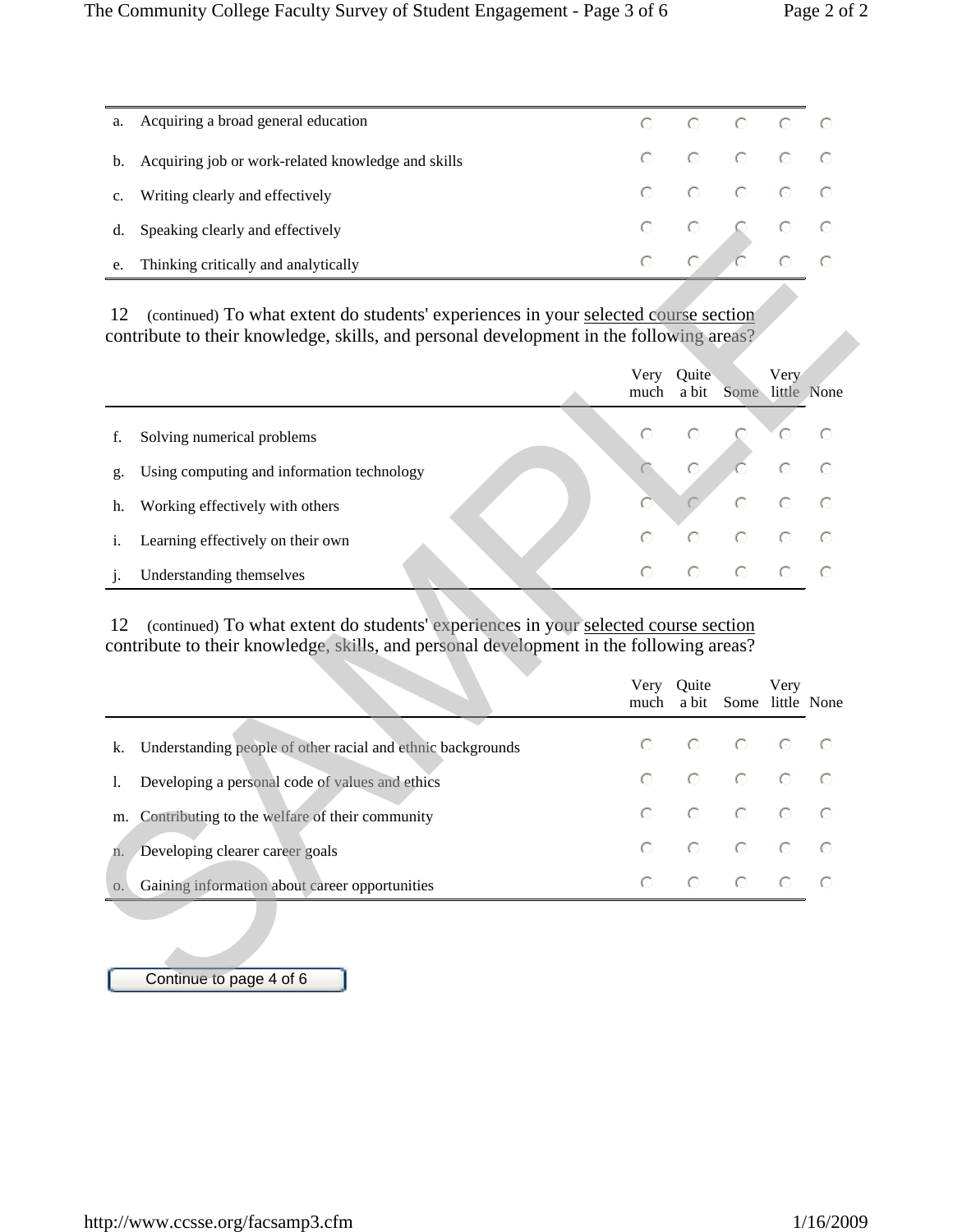| | | | | | | |
|---|---|---|---|---|---|---|
| a. | Acquiring a broad general education | ○ | ○ | ○ | ○ | ○ |
| b. | Acquiring job or work-related knowledge and skills | ○ | ○ | ○ | ○ | ○ |
| c. | Writing clearly and effectively | ○ | ○ | ○ | ○ | ○ |
| d. | Speaking clearly and effectively | ○ | ○ | ○ | ○ | ○ |
| e. | Thinking critically and analytically | ○ | ○ | ○ | ○ | ○ |

12 (continued) To what extent do students' experiences in your selected course section contribute to their knowledge, skills, and personal development in the following areas?

| | | Very much | Quite a bit | Some | Very little | None |
|---|---|---|---|---|---|---|
| f. | Solving numerical problems | ○ | ○ | ○ | ○ | ○ |
| g. | Using computing and information technology | ○ | ○ | ○ | ○ | ○ |
| h. | Working effectively with others | ○ | ○ | ○ | ○ | ○ |
| i. | Learning effectively on their own | ○ | ○ | ○ | ○ | ○ |
| j. | Understanding themselves | ○ | ○ | ○ | ○ | ○ |

12 (continued) To what extent do students' experiences in your selected course section contribute to their knowledge, skills, and personal development in the following areas?

| | | Very much | Quite a bit | Some | Very little | None |
|---|---|---|---|---|---|---|
| k. | Understanding people of other racial and ethnic backgrounds | ○ | ○ | ○ | ○ | ○ |
| l. | Developing a personal code of values and ethics | ○ | ○ | ○ | ○ | ○ |
| m. | Contributing to the welfare of their community | ○ | ○ | ○ | ○ | ○ |
| n. | Developing clearer career goals | ○ | ○ | ○ | ○ | ○ |
| o. | Gaining information about career opportunities | ○ | ○ | ○ | ○ | ○ |

Continue to page 4 of 6

SAMPLE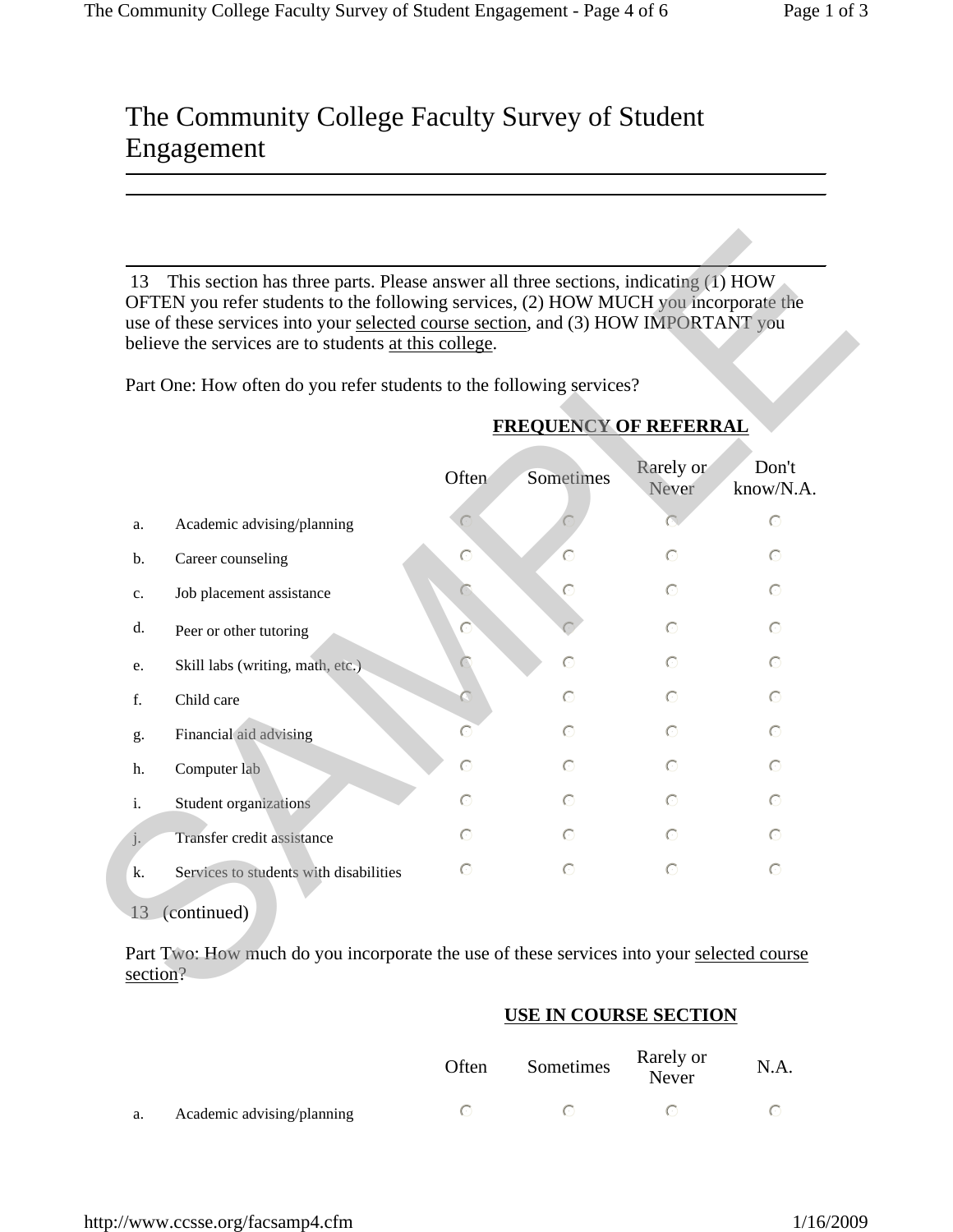# The Community College Faculty Survey of Student Engagement

13 This section has three parts. Please answer all three sections, indicating (1) HOW OFTEN you refer students to the following services, (2) HOW MUCH you incorporate the use of these services into your selected course section, and (3) HOW IMPORTANT you believe the services are to students at this college.

Part One: How often do you refer students to the following services?

| | | **FREQUENCY OF REFERRAL** | | | |
|---|---|---|---|---|---|
| | | Often | Sometimes | Rarely or Never | Don't know/N.A. |
| a. | Academic advising/planning | ○ | ○ | ○ | ○ |
| b. | Career counseling | ○ | ○ | ○ | ○ |
| c. | Job placement assistance | ○ | ○ | ○ | ○ |
| d. | Peer or other tutoring | ○ | ○ | ○ | ○ |
| e. | Skill labs (writing, math, etc.) | ○ | ○ | ○ | ○ |
| f. | Child care | ○ | ○ | ○ | ○ |
| g. | Financial aid advising | ○ | ○ | ○ | ○ |
| h. | Computer lab | ○ | ○ | ○ | ○ |
| i. | Student organizations | ○ | ○ | ○ | ○ |
| j. | Transfer credit assistance | ○ | ○ | ○ | ○ |
| k. | Services to students with disabilities | ○ | ○ | ○ | ○ |

13 (continued)

Part Two: How much do you incorporate the use of these services into your selected course section?

| | | **USE IN COURSE SECTION** | | | |
|---|---|---|---|---|---|
| | | Often | Sometimes | Rarely or Never | N.A. |
| a. | Academic advising/planning | ○ | ○ | ○ | ○ |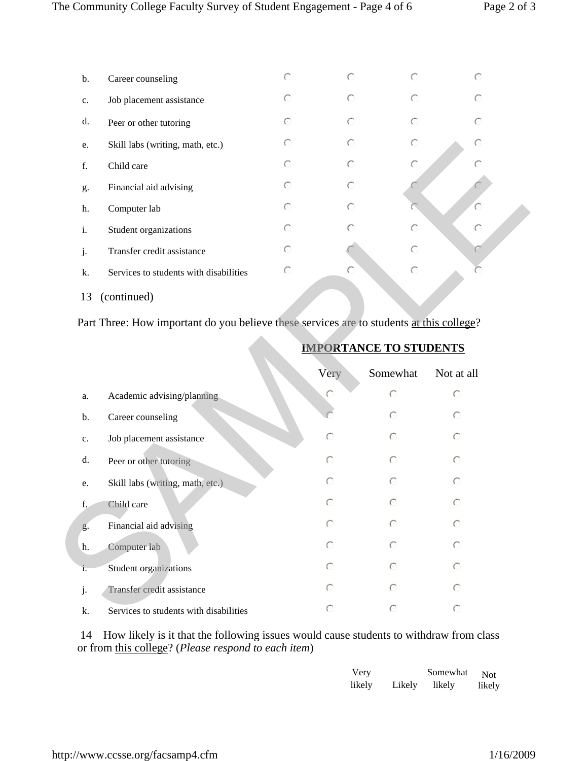| | | | | | |
|---|---|---|---|---|---|
| b. | Career counseling | ○ | ○ | ○ | ○ |
| c. | Job placement assistance | ○ | ○ | ○ | ○ |
| d. | Peer or other tutoring | ○ | ○ | ○ | ○ |
| e. | Skill labs (writing, math, etc.) | ○ | ○ | ○ | ○ |
| f. | Child care | ○ | ○ | ○ | ○ |
| g. | Financial aid advising | ○ | ○ | ○ | ○ |
| h. | Computer lab | ○ | ○ | ○ | ○ |
| i. | Student organizations | ○ | ○ | ○ | ○ |
| j. | Transfer credit assistance | ○ | ○ | ○ | ○ |
| k. | Services to students with disabilities | ○ | ○ | ○ | ○ |

13 (continued)

Part Three: How important do you believe these services are to students at this college?

| | | **IMPORTANCE TO STUDENTS** | | |
|---|---|---|---|---|
| | | Very | Somewhat | Not at all |
| a. | Academic advising/planning | ○ | ○ | ○ |
| b. | Career counseling | ○ | ○ | ○ |
| c. | Job placement assistance | ○ | ○ | ○ |
| d. | Peer or other tutoring | ○ | ○ | ○ |
| e. | Skill labs (writing, math, etc.) | ○ | ○ | ○ |
| f. | Child care | ○ | ○ | ○ |
| g. | Financial aid advising | ○ | ○ | ○ |
| h. | Computer lab | ○ | ○ | ○ |
| i. | Student organizations | ○ | ○ | ○ |
| j. | Transfer credit assistance | ○ | ○ | ○ |
| k. | Services to students with disabilities | ○ | ○ | ○ |

14 How likely is it that the following issues would cause students to withdraw from class or from this college? (*Please respond to each item*)

| | Very likely | Likely | Somewhat likely | Not likely |
|---|---|---|---|---|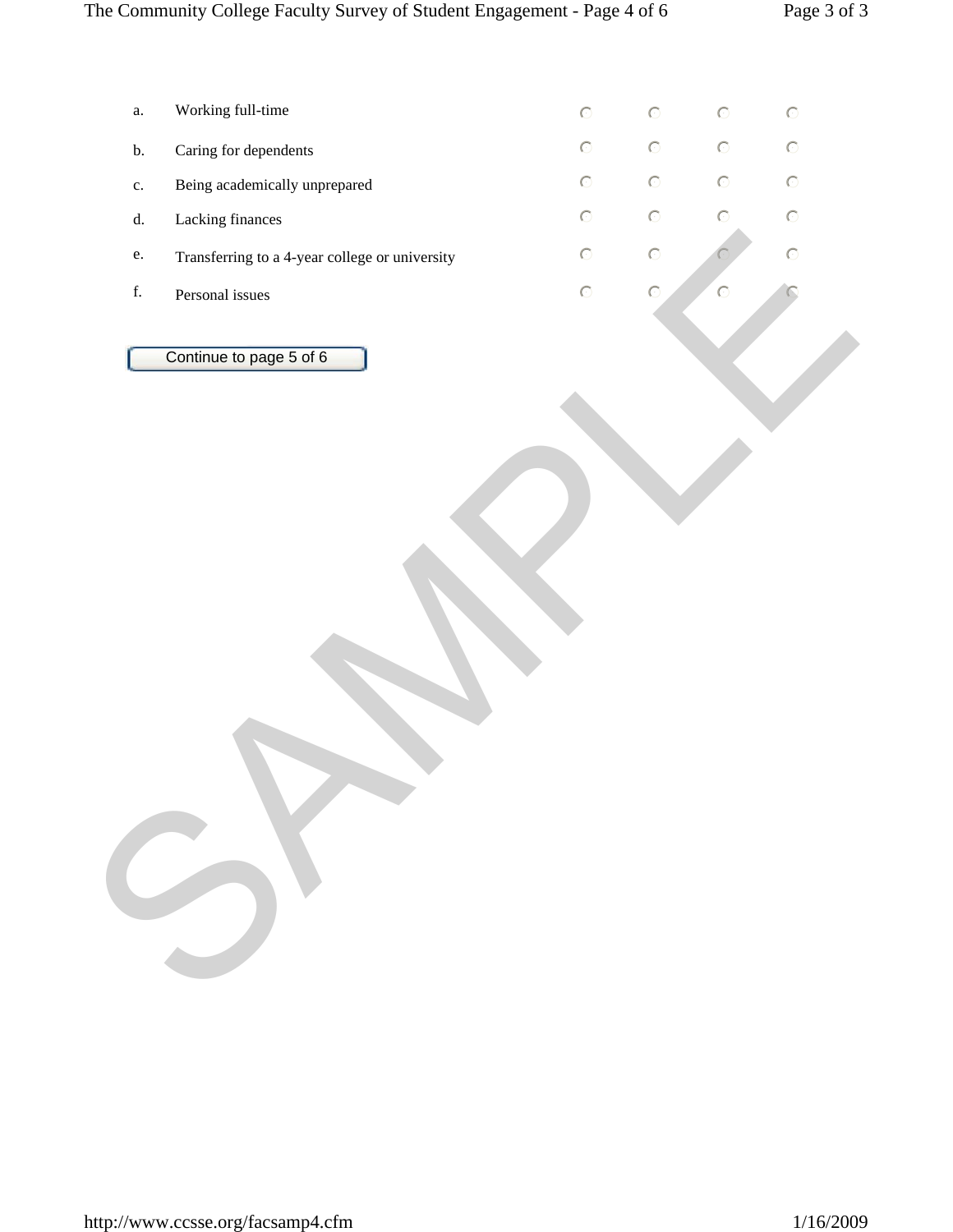| | | | | | |
|---|---|---|---|---|---|
| a. | Working full-time | ○ | ○ | ○ | ○ |
| b. | Caring for dependents | ○ | ○ | ○ | ○ |
| c. | Being academically unprepared | ○ | ○ | ○ | ○ |
| d. | Lacking finances | ○ | ○ | ○ | ○ |
| e. | Transferring to a 4-year college or university | ○ | ○ | ○ | ○ |
| f. | Personal issues | ○ | ○ | ○ | ○ |

Continue to page 5 of 6

SAMPLE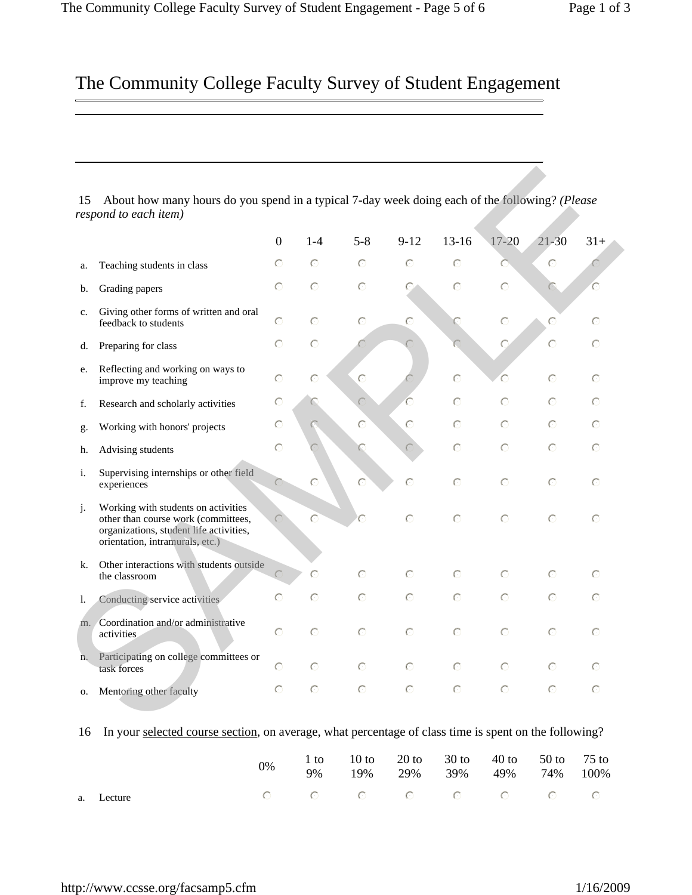# The Community College Faculty Survey of Student Engagement

15 About how many hours do you spend in a typical 7-day week doing each of the following? *(Please respond to each item)*

| | | 0 | 1-4 | 5-8 | 9-12 | 13-16 | 17-20 | 21-30 | 31+ |
|---|---|---|---|---|---|---|---|---|---|
| a. | Teaching students in class | ○ | ○ | ○ | ○ | ○ | ○ | ○ | ○ |
| b. | Grading papers | ○ | ○ | ○ | ○ | ○ | ○ | ○ | ○ |
| c. | Giving other forms of written and oral feedback to students | ○ | ○ | ○ | ○ | ○ | ○ | ○ | ○ |
| d. | Preparing for class | ○ | ○ | ○ | ○ | ○ | ○ | ○ | ○ |
| e. | Reflecting and working on ways to improve my teaching | ○ | ○ | ○ | ○ | ○ | ○ | ○ | ○ |
| f. | Research and scholarly activities | ○ | ○ | ○ | ○ | ○ | ○ | ○ | ○ |
| g. | Working with honors' projects | ○ | ○ | ○ | ○ | ○ | ○ | ○ | ○ |
| h. | Advising students | ○ | ○ | ○ | ○ | ○ | ○ | ○ | ○ |
| i. | Supervising internships or other field experiences | ○ | ○ | ○ | ○ | ○ | ○ | ○ | ○ |
| j. | Working with students on activities other than course work (committees, organizations, student life activities, orientation, intramurals, etc.) | ○ | ○ | ○ | ○ | ○ | ○ | ○ | ○ |
| k. | Other interactions with students outside the classroom | ○ | ○ | ○ | ○ | ○ | ○ | ○ | ○ |
| l. | Conducting service activities | ○ | ○ | ○ | ○ | ○ | ○ | ○ | ○ |
| m. | Coordination and/or administrative activities | ○ | ○ | ○ | ○ | ○ | ○ | ○ | ○ |
| n. | Participating on college committees or task forces | ○ | ○ | ○ | ○ | ○ | ○ | ○ | ○ |
| o. | Mentoring other faculty | ○ | ○ | ○ | ○ | ○ | ○ | ○ | ○ |

16 In your selected course section, on average, what percentage of class time is spent on the following?

| | | 0% | 1 to 9% | 10 to 19% | 20 to 29% | 30 to 39% | 40 to 49% | 50 to 74% | 75 to 100% |
|---|---|---|---|---|---|---|---|---|---|
| a. | Lecture | ○ | ○ | ○ | ○ | ○ | ○ | ○ | ○ |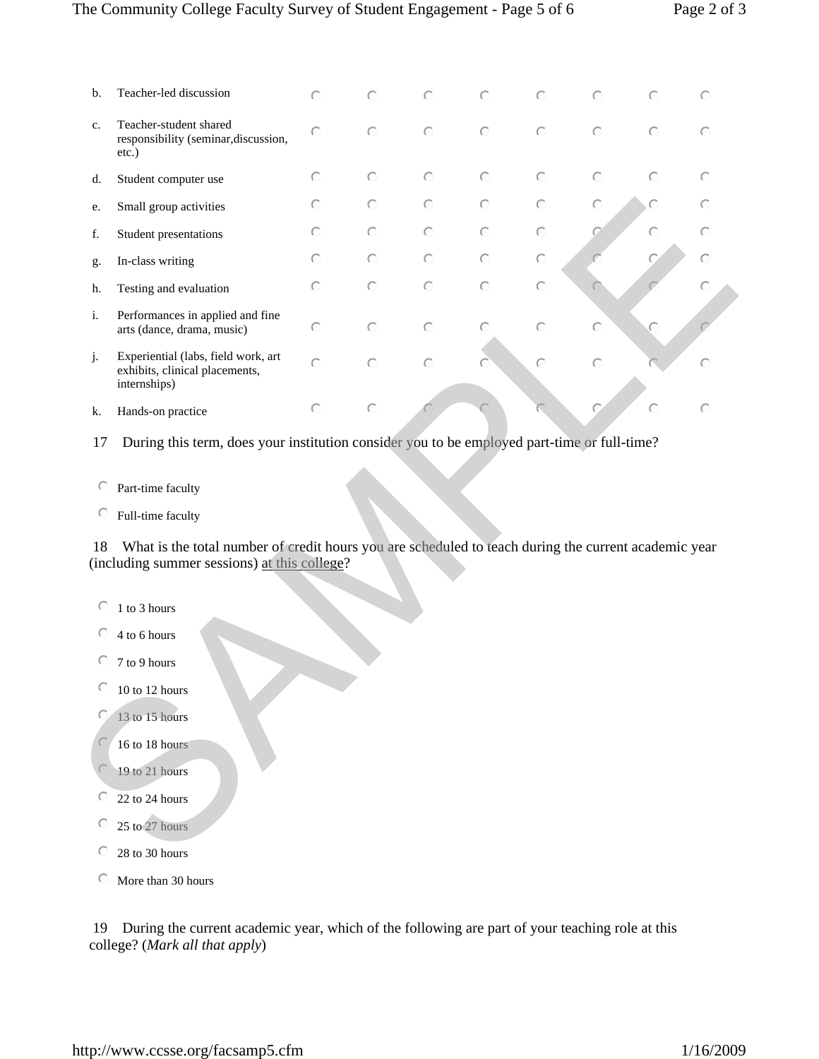| | | | | | | | | |
|---|---|---|---|---|---|---|---|---|
| b. Teacher-led discussion | ○ | ○ | ○ | ○ | ○ | ○ | ○ | ○ |
| c. Teacher-student shared responsibility (seminar,discussion, etc.) | ○ | ○ | ○ | ○ | ○ | ○ | ○ | ○ |
| d. Student computer use | ○ | ○ | ○ | ○ | ○ | ○ | ○ | ○ |
| e. Small group activities | ○ | ○ | ○ | ○ | ○ | ○ | ○ | ○ |
| f. Student presentations | ○ | ○ | ○ | ○ | ○ | ○ | ○ | ○ |
| g. In-class writing | ○ | ○ | ○ | ○ | ○ | ○ | ○ | ○ |
| h. Testing and evaluation | ○ | ○ | ○ | ○ | ○ | ○ | ○ | ○ |
| i. Performances in applied and fine arts (dance, drama, music) | ○ | ○ | ○ | ○ | ○ | ○ | ○ | ○ |
| j. Experiential (labs, field work, art exhibits, clinical placements, internships) | ○ | ○ | ○ | ○ | ○ | ○ | ○ | ○ |
| k. Hands-on practice | ○ | ○ | ○ | ○ | ○ | ○ | ○ | ○ |

17 During this term, does your institution consider you to be employed part-time or full-time?

- ○ Part-time faculty
- ○ Full-time faculty

18 What is the total number of credit hours you are scheduled to teach during the current academic year (including summer sessions) at this college?

- ○ 1 to 3 hours
- ○ 4 to 6 hours
- ○ 7 to 9 hours
- ○ 10 to 12 hours
- ○ 13 to 15 hours
- ○ 16 to 18 hours
- ○ 19 to 21 hours
- ○ 22 to 24 hours
- ○ 25 to 27 hours
- ○ 28 to 30 hours
- ○ More than 30 hours

19 During the current academic year, which of the following are part of your teaching role at this college? (*Mark all that apply*)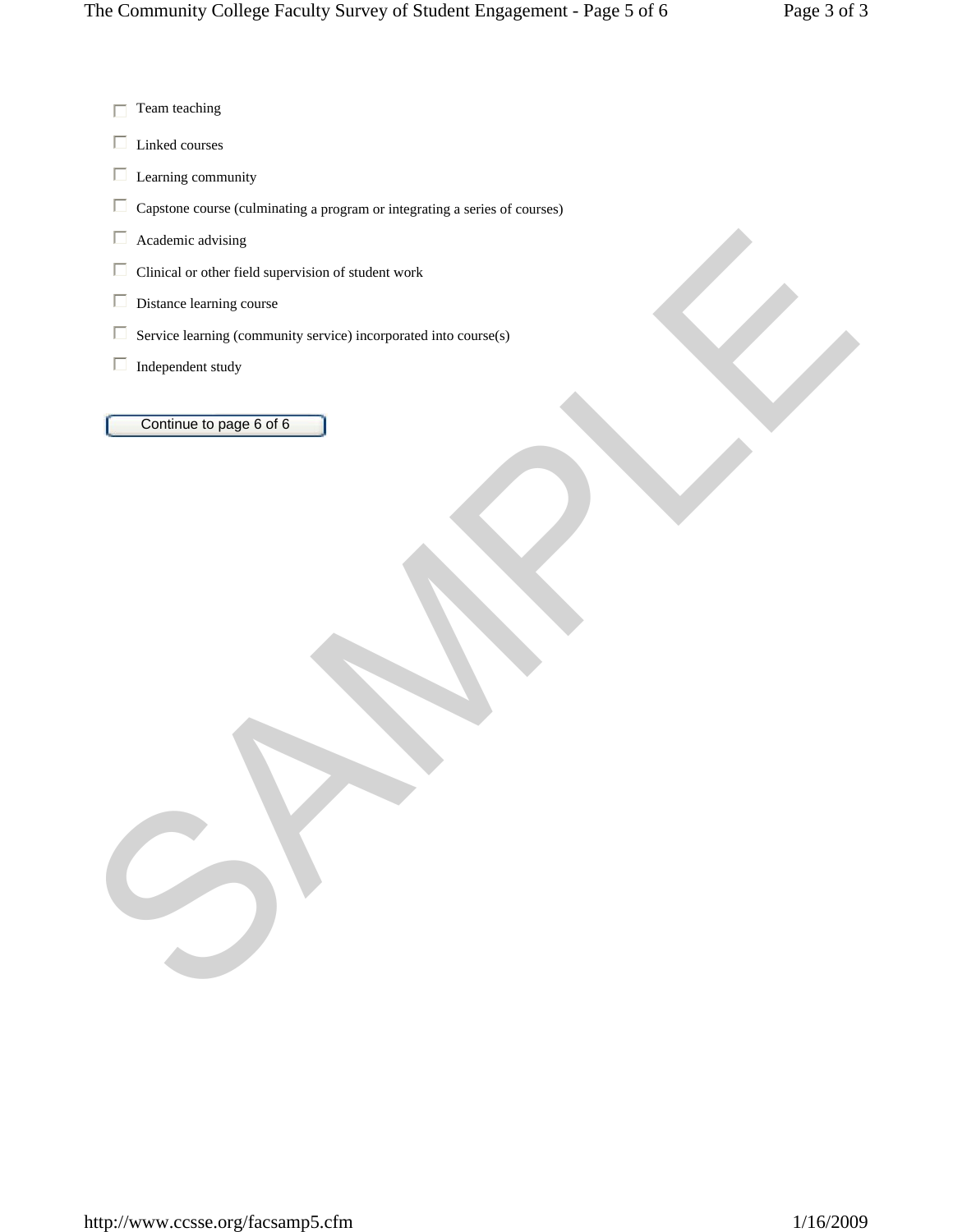- ☐ Team teaching
- ☐ Linked courses
- ☐ Learning community
- ☐ Capstone course (culminating a program or integrating a series of courses)
- ☐ Academic advising
- ☐ Clinical or other field supervision of student work
- ☐ Distance learning course
- ☐ Service learning (community service) incorporated into course(s)
- ☐ Independent study

Continue to page 6 of 6

SAMPLE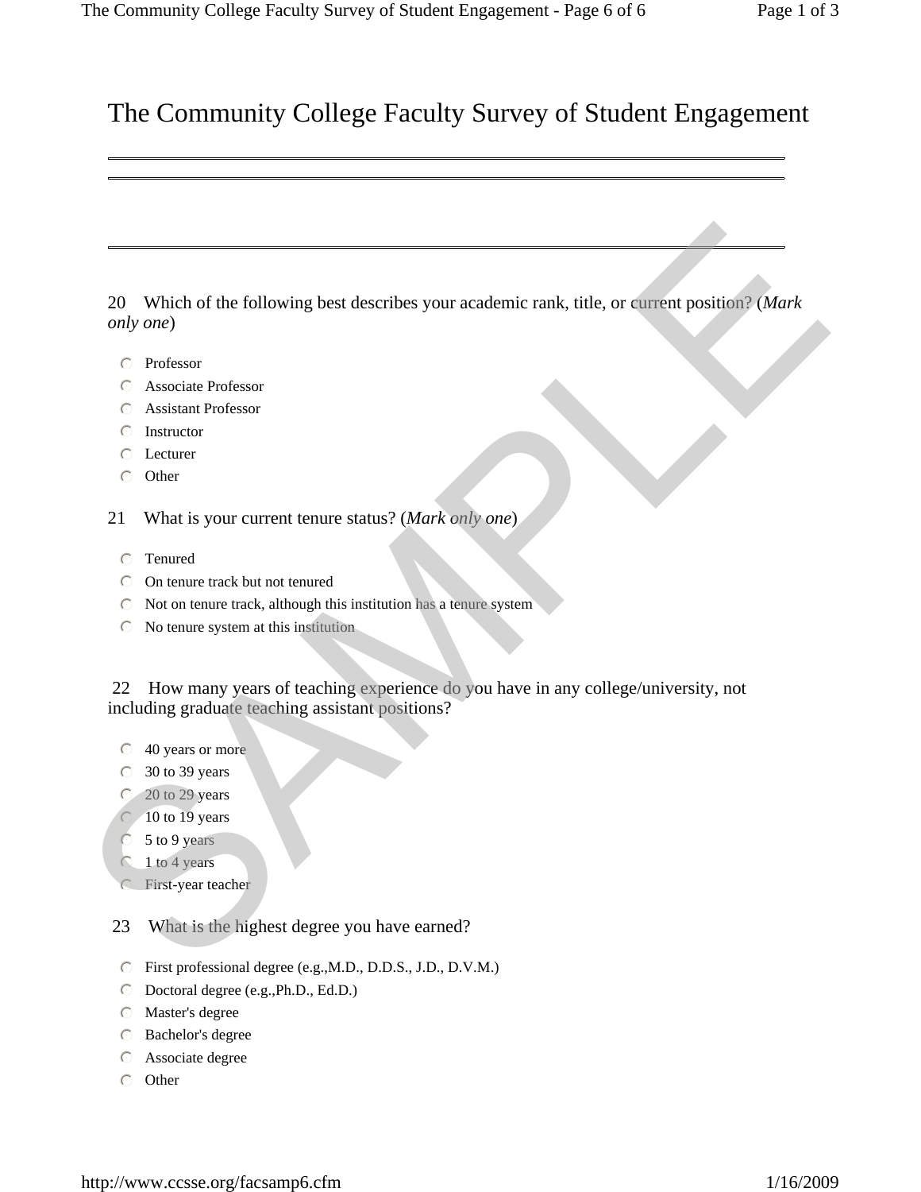# The Community College Faculty Survey of Student Engagement

---

---

---

20 Which of the following best describes your academic rank, title, or current position? (*Mark only one*)

- Professor
- Associate Professor
- Assistant Professor
- Instructor
- Lecturer
- Other

21 What is your current tenure status? (*Mark only one*)

- Tenured
- On tenure track but not tenured
- Not on tenure track, although this institution has a tenure system
- No tenure system at this institution

22 How many years of teaching experience do you have in any college/university, not including graduate teaching assistant positions?

- 40 years or more
- 30 to 39 years
- 20 to 29 years
- 10 to 19 years
- 5 to 9 years
- 1 to 4 years
- First-year teacher

23 What is the highest degree you have earned?

- First professional degree (e.g.,M.D., D.D.S., J.D., D.V.M.)
- Doctoral degree (e.g.,Ph.D., Ed.D.)
- Master's degree
- Bachelor's degree
- Associate degree
- Other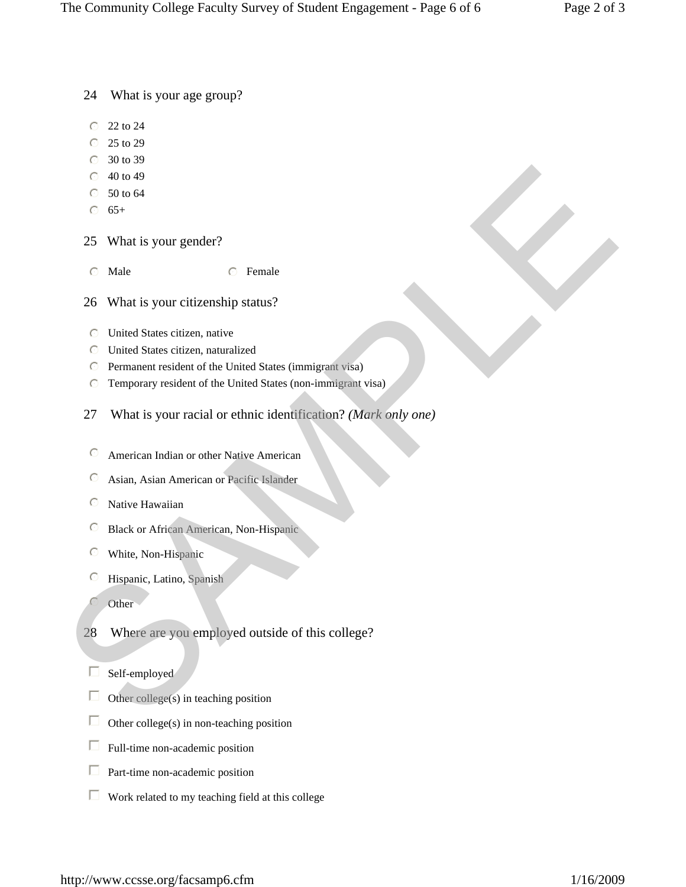24 What is your age group?

- 22 to 24
- 25 to 29
- 30 to 39
- 40 to 49
- 50 to 64
- 65+

25 What is your gender?

- Male
- Female

26 What is your citizenship status?

- United States citizen, native
- United States citizen, naturalized
- Permanent resident of the United States (immigrant visa)
- Temporary resident of the United States (non-immigrant visa)

27 What is your racial or ethnic identification? *(Mark only one)*

- American Indian or other Native American
- Asian, Asian American or Pacific Islander
- Native Hawaiian
- Black or African American, Non-Hispanic
- White, Non-Hispanic
- Hispanic, Latino, Spanish
- Other

28 Where are you employed outside of this college?

- Self-employed
- Other college(s) in teaching position
- Other college(s) in non-teaching position
- Full-time non-academic position
- Part-time non-academic position
- Work related to my teaching field at this college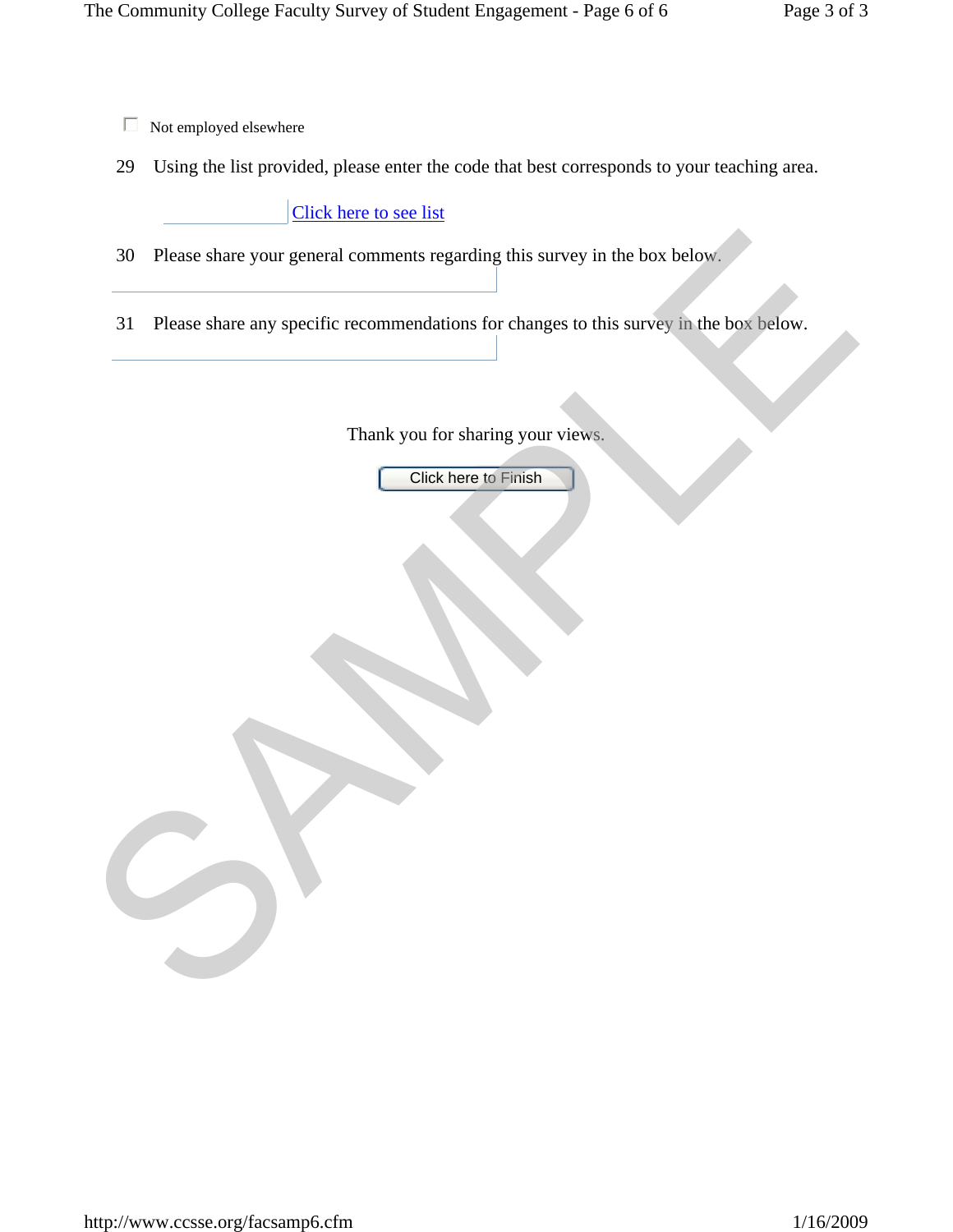☐ Not employed elsewhere

29 Using the list provided, please enter the code that best corresponds to your teaching area.

\_\_\_\_\_\_\_\_\_\_ Click here to see list

30 Please share your general comments regarding this survey in the box below.

\_\_\_\_\_\_\_\_\_\_\_\_\_\_\_\_\_\_\_\_\_\_\_\_\_\_\_\_\_\_

31 Please share any specific recommendations for changes to this survey in the box below.

\_\_\_\_\_\_\_\_\_\_\_\_\_\_\_\_\_\_\_\_\_\_\_\_\_\_\_\_\_\_

Thank you for sharing your views.

[Click here to Finish]

SAMPLE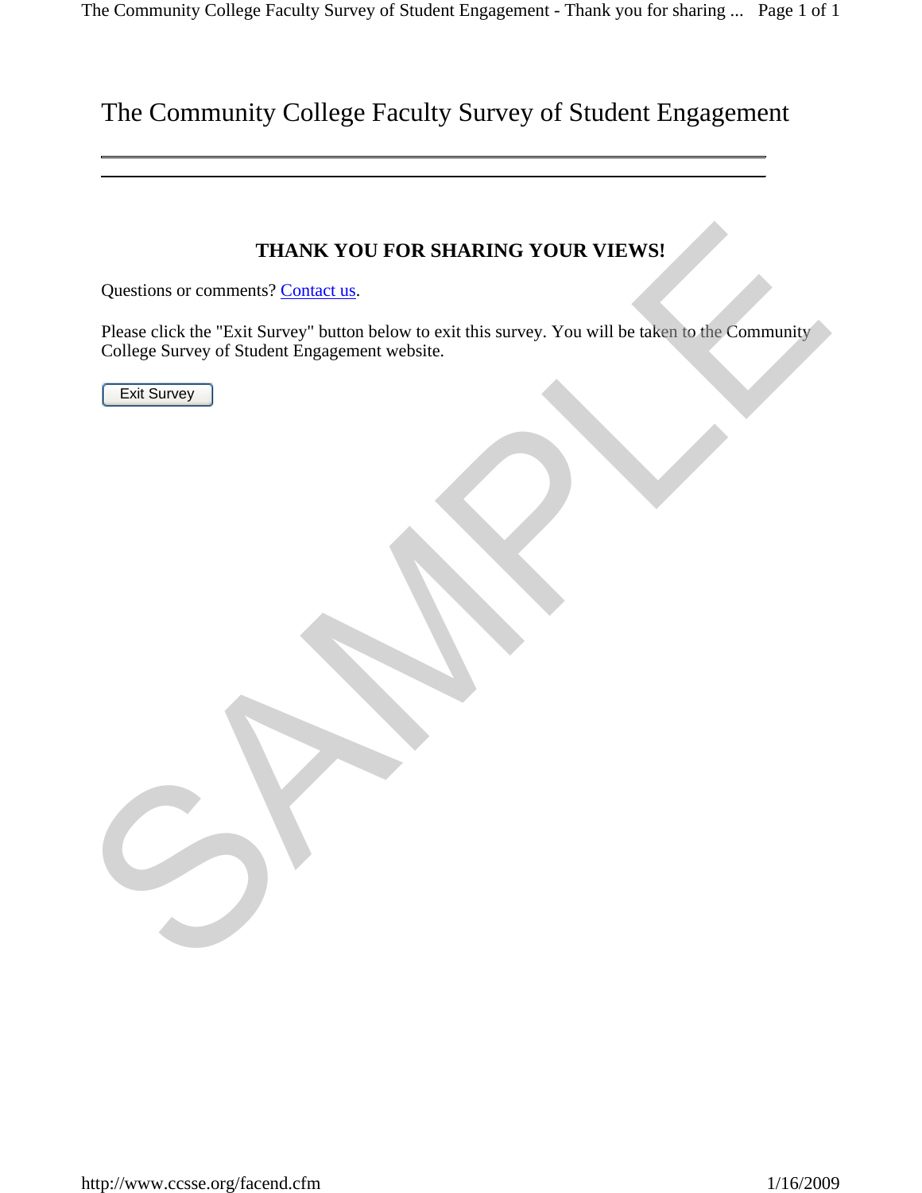# The Community College Faculty Survey of Student Engagement

---

---

**THANK YOU FOR SHARING YOUR VIEWS!**

Questions or comments? Contact us.

Please click the "Exit Survey" button below to exit this survey. You will be taken to the Community College Survey of Student Engagement website.

Exit Survey